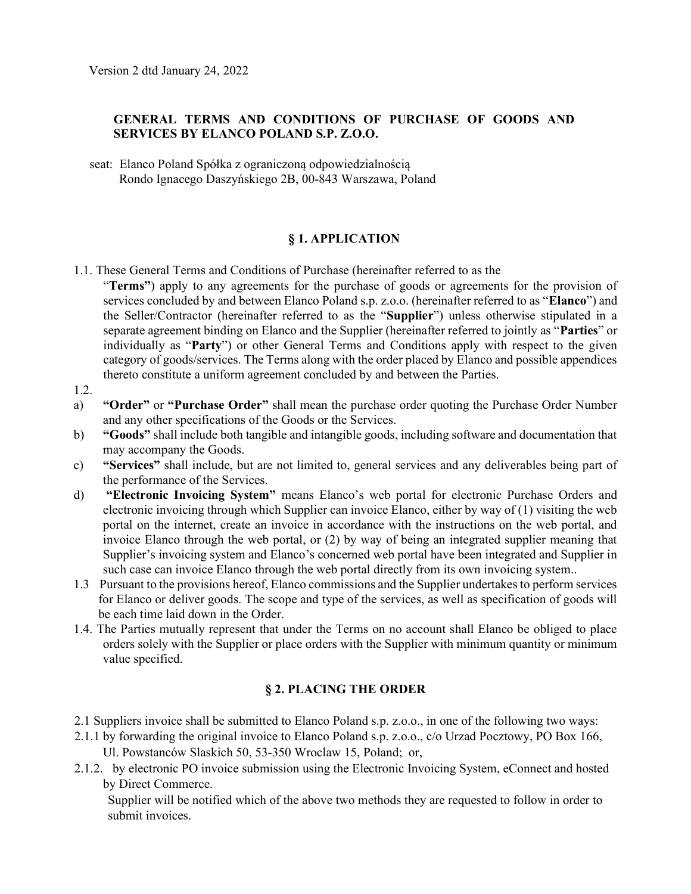Version 2 dtd January 24, 2022

# GENERAL TERMS AND CONDITIONS OF PURCHASE OF GOODS AND SERVICES BY ELANCO POLAND S.P. Z.O.O.

seat: Elanco Poland Spółka z ograniczoną odpowiedzialnością
Rondo Ignacego Daszyńskiego 2B, 00-843 Warszawa, Poland

## § 1. APPLICATION

1.1. These General Terms and Conditions of Purchase (hereinafter referred to as the "**Terms**") apply to any agreements for the purchase of goods or agreements for the provision of services concluded by and between Elanco Poland s.p. z.o.o. (hereinafter referred to as "**Elanco**") and the Seller/Contractor (hereinafter referred to as the "**Supplier**") unless otherwise stipulated in a separate agreement binding on Elanco and the Supplier (hereinafter referred to jointly as "**Parties**" or individually as "**Party**") or other General Terms and Conditions apply with respect to the given category of goods/services. The Terms along with the order placed by Elanco and possible appendices thereto constitute a uniform agreement concluded by and between the Parties.

1.2.

a) **"Order"** or **"Purchase Order"** shall mean the purchase order quoting the Purchase Order Number and any other specifications of the Goods or the Services.

b) **"Goods"** shall include both tangible and intangible goods, including software and documentation that may accompany the Goods.

c) **"Services"** shall include, but are not limited to, general services and any deliverables being part of the performance of the Services.

d) **"Electronic Invoicing System"** means Elanco's web portal for electronic Purchase Orders and electronic invoicing through which Supplier can invoice Elanco, either by way of (1) visiting the web portal on the internet, create an invoice in accordance with the instructions on the web portal, and invoice Elanco through the web portal, or (2) by way of being an integrated supplier meaning that Supplier's invoicing system and Elanco's concerned web portal have been integrated and Supplier in such case can invoice Elanco through the web portal directly from its own invoicing system..

1.3 Pursuant to the provisions hereof, Elanco commissions and the Supplier undertakes to perform services for Elanco or deliver goods. The scope and type of the services, as well as specification of goods will be each time laid down in the Order.

1.4. The Parties mutually represent that under the Terms on no account shall Elanco be obliged to place orders solely with the Supplier or place orders with the Supplier with minimum quantity or minimum value specified.

## § 2. PLACING THE ORDER

2.1 Suppliers invoice shall be submitted to Elanco Poland s.p. z.o.o., in one of the following two ways:

2.1.1 by forwarding the original invoice to Elanco Poland s.p. z.o.o., c/o Urzad Pocztowy, PO Box 166, Ul. Powstanców Slaskich 50, 53-350 Wroclaw 15, Poland; or,

2.1.2. by electronic PO invoice submission using the Electronic Invoicing System, eConnect and hosted by Direct Commerce.

Supplier will be notified which of the above two methods they are requested to follow in order to submit invoices.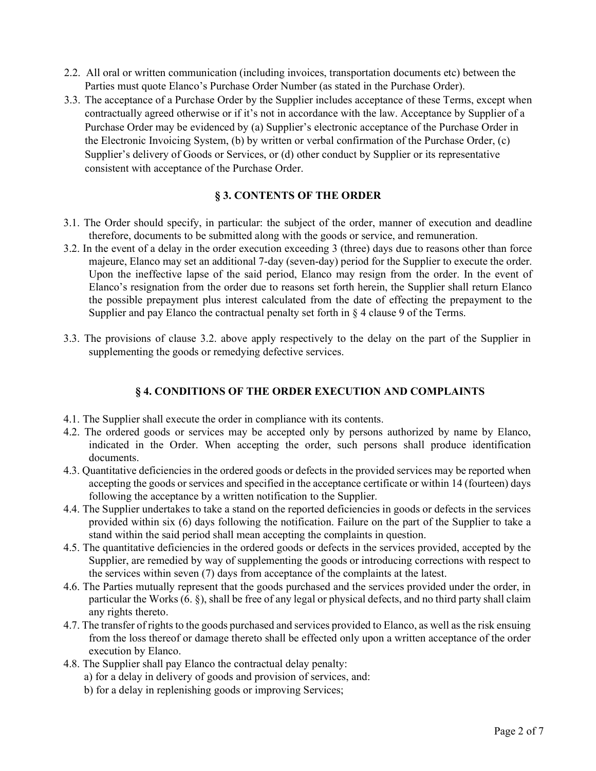2.2. All oral or written communication (including invoices, transportation documents etc) between the Parties must quote Elanco's Purchase Order Number (as stated in the Purchase Order).

3.3. The acceptance of a Purchase Order by the Supplier includes acceptance of these Terms, except when contractually agreed otherwise or if it's not in accordance with the law. Acceptance by Supplier of a Purchase Order may be evidenced by (a) Supplier's electronic acceptance of the Purchase Order in the Electronic Invoicing System, (b) by written or verbal confirmation of the Purchase Order, (c) Supplier's delivery of Goods or Services, or (d) other conduct by Supplier or its representative consistent with acceptance of the Purchase Order.

## § 3. CONTENTS OF THE ORDER

3.1. The Order should specify, in particular: the subject of the order, manner of execution and deadline therefore, documents to be submitted along with the goods or service, and remuneration.

3.2. In the event of a delay in the order execution exceeding 3 (three) days due to reasons other than force majeure, Elanco may set an additional 7-day (seven-day) period for the Supplier to execute the order. Upon the ineffective lapse of the said period, Elanco may resign from the order. In the event of Elanco's resignation from the order due to reasons set forth herein, the Supplier shall return Elanco the possible prepayment plus interest calculated from the date of effecting the prepayment to the Supplier and pay Elanco the contractual penalty set forth in § 4 clause 9 of the Terms.

3.3. The provisions of clause 3.2. above apply respectively to the delay on the part of the Supplier in supplementing the goods or remedying defective services.

## § 4. CONDITIONS OF THE ORDER EXECUTION AND COMPLAINTS

4.1. The Supplier shall execute the order in compliance with its contents.

4.2. The ordered goods or services may be accepted only by persons authorized by name by Elanco, indicated in the Order. When accepting the order, such persons shall produce identification documents.

4.3. Quantitative deficiencies in the ordered goods or defects in the provided services may be reported when accepting the goods or services and specified in the acceptance certificate or within 14 (fourteen) days following the acceptance by a written notification to the Supplier.

4.4. The Supplier undertakes to take a stand on the reported deficiencies in goods or defects in the services provided within six (6) days following the notification. Failure on the part of the Supplier to take a stand within the said period shall mean accepting the complaints in question.

4.5. The quantitative deficiencies in the ordered goods or defects in the services provided, accepted by the Supplier, are remedied by way of supplementing the goods or introducing corrections with respect to the services within seven (7) days from acceptance of the complaints at the latest.

4.6. The Parties mutually represent that the goods purchased and the services provided under the order, in particular the Works (6. §), shall be free of any legal or physical defects, and no third party shall claim any rights thereto.

4.7. The transfer of rights to the goods purchased and services provided to Elanco, as well as the risk ensuing from the loss thereof or damage thereto shall be effected only upon a written acceptance of the order execution by Elanco.

4.8. The Supplier shall pay Elanco the contractual delay penalty:

a) for a delay in delivery of goods and provision of services, and:

b) for a delay in replenishing goods or improving Services;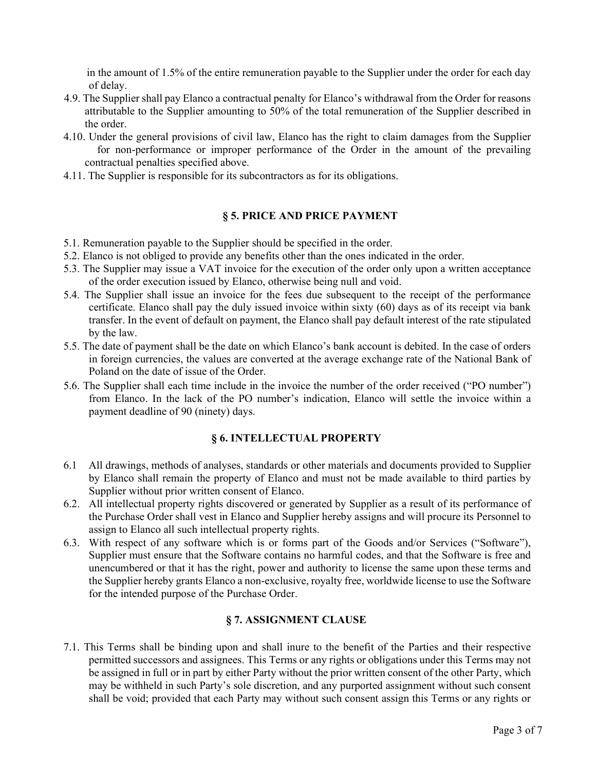in the amount of 1.5% of the entire remuneration payable to the Supplier under the order for each day of delay.

4.9. The Supplier shall pay Elanco a contractual penalty for Elanco's withdrawal from the Order for reasons attributable to the Supplier amounting to 50% of the total remuneration of the Supplier described in the order.

4.10. Under the general provisions of civil law, Elanco has the right to claim damages from the Supplier for non-performance or improper performance of the Order in the amount of the prevailing contractual penalties specified above.

4.11. The Supplier is responsible for its subcontractors as for its obligations.

## § 5. PRICE AND PRICE PAYMENT

5.1. Remuneration payable to the Supplier should be specified in the order.

5.2. Elanco is not obliged to provide any benefits other than the ones indicated in the order.

5.3. The Supplier may issue a VAT invoice for the execution of the order only upon a written acceptance of the order execution issued by Elanco, otherwise being null and void.

5.4. The Supplier shall issue an invoice for the fees due subsequent to the receipt of the performance certificate. Elanco shall pay the duly issued invoice within sixty (60) days as of its receipt via bank transfer. In the event of default on payment, the Elanco shall pay default interest of the rate stipulated by the law.

5.5. The date of payment shall be the date on which Elanco's bank account is debited. In the case of orders in foreign currencies, the values are converted at the average exchange rate of the National Bank of Poland on the date of issue of the Order.

5.6. The Supplier shall each time include in the invoice the number of the order received ("PO number") from Elanco. In the lack of the PO number's indication, Elanco will settle the invoice within a payment deadline of 90 (ninety) days.

## § 6. INTELLECTUAL PROPERTY

6.1 All drawings, methods of analyses, standards or other materials and documents provided to Supplier by Elanco shall remain the property of Elanco and must not be made available to third parties by Supplier without prior written consent of Elanco.

6.2. All intellectual property rights discovered or generated by Supplier as a result of its performance of the Purchase Order shall vest in Elanco and Supplier hereby assigns and will procure its Personnel to assign to Elanco all such intellectual property rights.

6.3. With respect of any software which is or forms part of the Goods and/or Services ("Software"), Supplier must ensure that the Software contains no harmful codes, and that the Software is free and unencumbered or that it has the right, power and authority to license the same upon these terms and the Supplier hereby grants Elanco a non-exclusive, royalty free, worldwide license to use the Software for the intended purpose of the Purchase Order.

## § 7. ASSIGNMENT CLAUSE

7.1. This Terms shall be binding upon and shall inure to the benefit of the Parties and their respective permitted successors and assignees. This Terms or any rights or obligations under this Terms may not be assigned in full or in part by either Party without the prior written consent of the other Party, which may be withheld in such Party's sole discretion, and any purported assignment without such consent shall be void; provided that each Party may without such consent assign this Terms or any rights or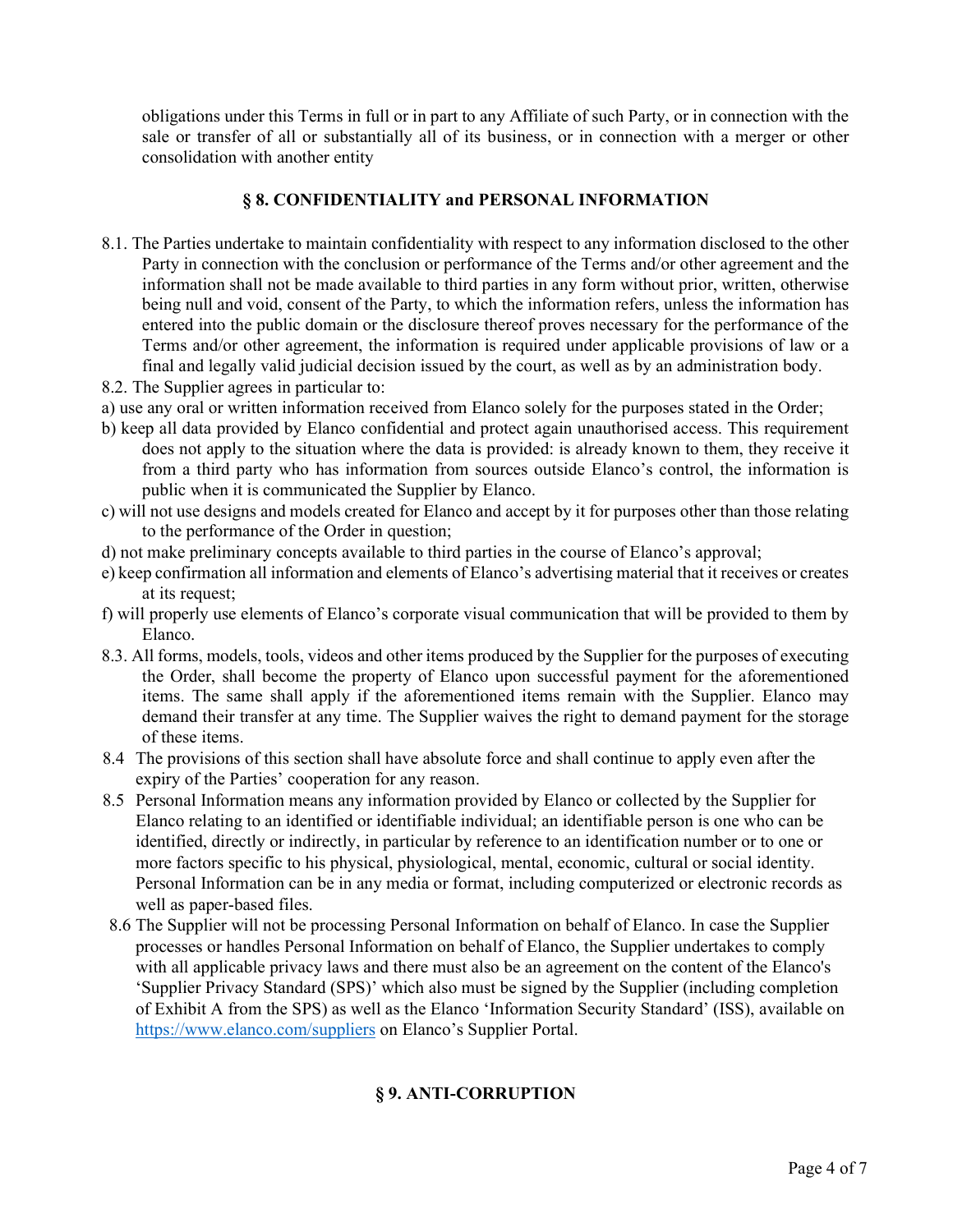obligations under this Terms in full or in part to any Affiliate of such Party, or in connection with the sale or transfer of all or substantially all of its business, or in connection with a merger or other consolidation with another entity

## § 8. CONFIDENTIALITY and PERSONAL INFORMATION

8.1. The Parties undertake to maintain confidentiality with respect to any information disclosed to the other Party in connection with the conclusion or performance of the Terms and/or other agreement and the information shall not be made available to third parties in any form without prior, written, otherwise being null and void, consent of the Party, to which the information refers, unless the information has entered into the public domain or the disclosure thereof proves necessary for the performance of the Terms and/or other agreement, the information is required under applicable provisions of law or a final and legally valid judicial decision issued by the court, as well as by an administration body.

8.2. The Supplier agrees in particular to:

a) use any oral or written information received from Elanco solely for the purposes stated in the Order;

b) keep all data provided by Elanco confidential and protect again unauthorised access. This requirement does not apply to the situation where the data is provided: is already known to them, they receive it from a third party who has information from sources outside Elanco's control, the information is public when it is communicated the Supplier by Elanco.

c) will not use designs and models created for Elanco and accept by it for purposes other than those relating to the performance of the Order in question;

d) not make preliminary concepts available to third parties in the course of Elanco's approval;

e) keep confirmation all information and elements of Elanco's advertising material that it receives or creates at its request;

f) will properly use elements of Elanco's corporate visual communication that will be provided to them by Elanco.

8.3. All forms, models, tools, videos and other items produced by the Supplier for the purposes of executing the Order, shall become the property of Elanco upon successful payment for the aforementioned items. The same shall apply if the aforementioned items remain with the Supplier. Elanco may demand their transfer at any time. The Supplier waives the right to demand payment for the storage of these items.

8.4 The provisions of this section shall have absolute force and shall continue to apply even after the expiry of the Parties' cooperation for any reason.

8.5 Personal Information means any information provided by Elanco or collected by the Supplier for Elanco relating to an identified or identifiable individual; an identifiable person is one who can be identified, directly or indirectly, in particular by reference to an identification number or to one or more factors specific to his physical, physiological, mental, economic, cultural or social identity. Personal Information can be in any media or format, including computerized or electronic records as well as paper-based files.

8.6 The Supplier will not be processing Personal Information on behalf of Elanco. In case the Supplier processes or handles Personal Information on behalf of Elanco, the Supplier undertakes to comply with all applicable privacy laws and there must also be an agreement on the content of the Elanco's 'Supplier Privacy Standard (SPS)' which also must be signed by the Supplier (including completion of Exhibit A from the SPS) as well as the Elanco 'Information Security Standard' (ISS), available on [https://www.elanco.com/suppliers](https://www.elanco.com/suppliers) on Elanco's Supplier Portal.

## § 9. ANTI-CORRUPTION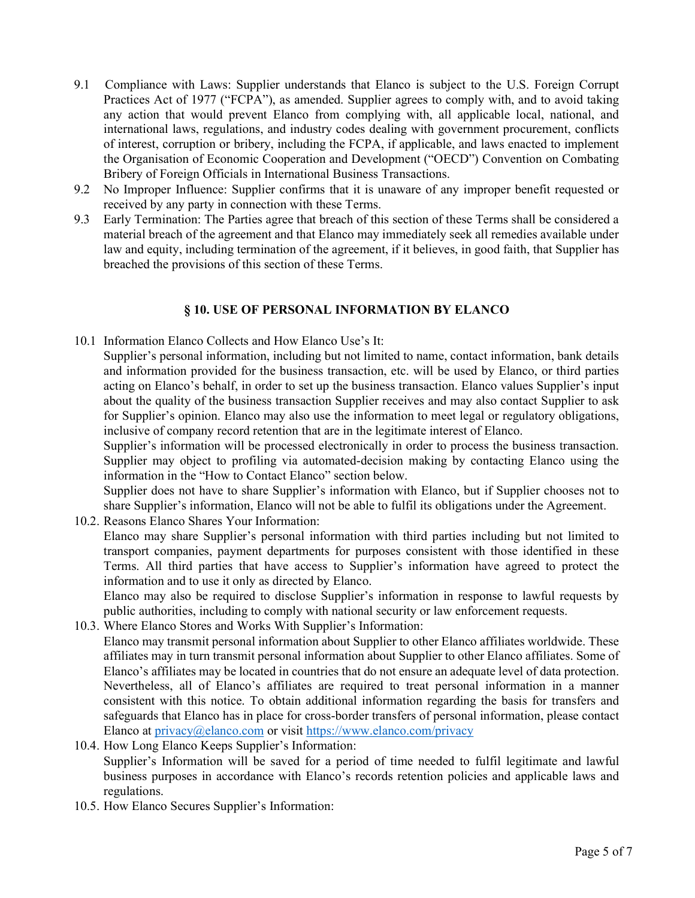9.1 Compliance with Laws: Supplier understands that Elanco is subject to the U.S. Foreign Corrupt Practices Act of 1977 ("FCPA"), as amended. Supplier agrees to comply with, and to avoid taking any action that would prevent Elanco from complying with, all applicable local, national, and international laws, regulations, and industry codes dealing with government procurement, conflicts of interest, corruption or bribery, including the FCPA, if applicable, and laws enacted to implement the Organisation of Economic Cooperation and Development ("OECD") Convention on Combating Bribery of Foreign Officials in International Business Transactions.

9.2 No Improper Influence: Supplier confirms that it is unaware of any improper benefit requested or received by any party in connection with these Terms.

9.3 Early Termination: The Parties agree that breach of this section of these Terms shall be considered a material breach of the agreement and that Elanco may immediately seek all remedies available under law and equity, including termination of the agreement, if it believes, in good faith, that Supplier has breached the provisions of this section of these Terms.

## § 10. USE OF PERSONAL INFORMATION BY ELANCO

10.1 Information Elanco Collects and How Elanco Use's It:

Supplier's personal information, including but not limited to name, contact information, bank details and information provided for the business transaction, etc. will be used by Elanco, or third parties acting on Elanco's behalf, in order to set up the business transaction. Elanco values Supplier's input about the quality of the business transaction Supplier receives and may also contact Supplier to ask for Supplier's opinion. Elanco may also use the information to meet legal or regulatory obligations, inclusive of company record retention that are in the legitimate interest of Elanco.

Supplier's information will be processed electronically in order to process the business transaction. Supplier may object to profiling via automated-decision making by contacting Elanco using the information in the "How to Contact Elanco" section below.

Supplier does not have to share Supplier's information with Elanco, but if Supplier chooses not to share Supplier's information, Elanco will not be able to fulfil its obligations under the Agreement.

10.2. Reasons Elanco Shares Your Information:

Elanco may share Supplier's personal information with third parties including but not limited to transport companies, payment departments for purposes consistent with those identified in these Terms. All third parties that have access to Supplier's information have agreed to protect the information and to use it only as directed by Elanco.

Elanco may also be required to disclose Supplier's information in response to lawful requests by public authorities, including to comply with national security or law enforcement requests.

10.3. Where Elanco Stores and Works With Supplier's Information:

Elanco may transmit personal information about Supplier to other Elanco affiliates worldwide. These affiliates may in turn transmit personal information about Supplier to other Elanco affiliates. Some of Elanco's affiliates may be located in countries that do not ensure an adequate level of data protection. Nevertheless, all of Elanco's affiliates are required to treat personal information in a manner consistent with this notice. To obtain additional information regarding the basis for transfers and safeguards that Elanco has in place for cross-border transfers of personal information, please contact Elanco at [privacy@elanco.com](mailto:privacy@elanco.com) or visit [https://www.elanco.com/privacy](https://www.elanco.com/privacy)

10.4. How Long Elanco Keeps Supplier's Information:

Supplier's Information will be saved for a period of time needed to fulfil legitimate and lawful business purposes in accordance with Elanco's records retention policies and applicable laws and regulations.

10.5. How Elanco Secures Supplier's Information: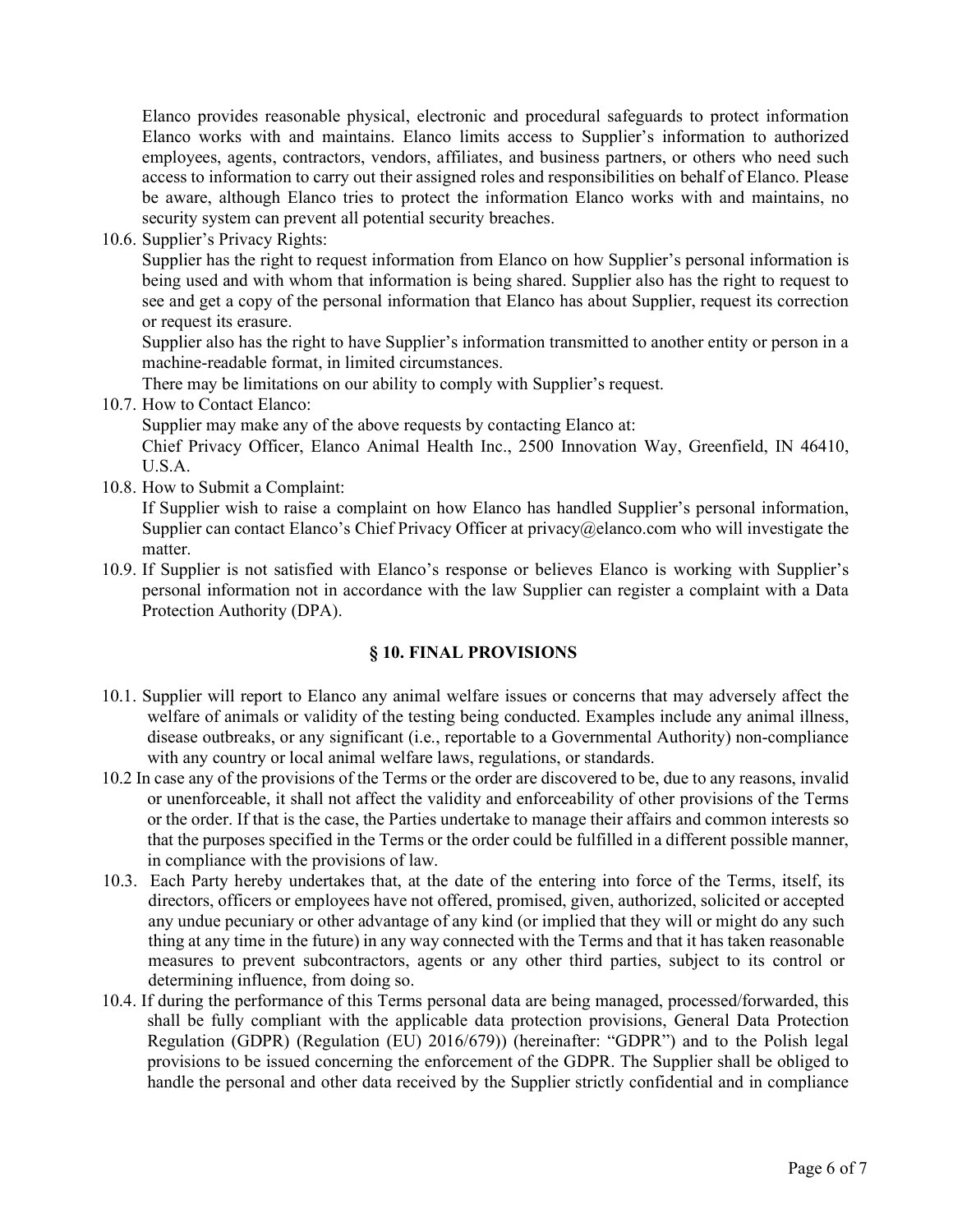Elanco provides reasonable physical, electronic and procedural safeguards to protect information Elanco works with and maintains. Elanco limits access to Supplier's information to authorized employees, agents, contractors, vendors, affiliates, and business partners, or others who need such access to information to carry out their assigned roles and responsibilities on behalf of Elanco. Please be aware, although Elanco tries to protect the information Elanco works with and maintains, no security system can prevent all potential security breaches.

10.6. Supplier's Privacy Rights:

Supplier has the right to request information from Elanco on how Supplier's personal information is being used and with whom that information is being shared. Supplier also has the right to request to see and get a copy of the personal information that Elanco has about Supplier, request its correction or request its erasure.

Supplier also has the right to have Supplier's information transmitted to another entity or person in a machine-readable format, in limited circumstances.

There may be limitations on our ability to comply with Supplier's request.

10.7. How to Contact Elanco:

Supplier may make any of the above requests by contacting Elanco at:

Chief Privacy Officer, Elanco Animal Health Inc., 2500 Innovation Way, Greenfield, IN 46410, U.S.A.

10.8. How to Submit a Complaint:

If Supplier wish to raise a complaint on how Elanco has handled Supplier's personal information, Supplier can contact Elanco's Chief Privacy Officer at privacy@elanco.com who will investigate the matter.

10.9. If Supplier is not satisfied with Elanco's response or believes Elanco is working with Supplier's personal information not in accordance with the law Supplier can register a complaint with a Data Protection Authority (DPA).

## § 10. FINAL PROVISIONS

10.1. Supplier will report to Elanco any animal welfare issues or concerns that may adversely affect the welfare of animals or validity of the testing being conducted. Examples include any animal illness, disease outbreaks, or any significant (i.e., reportable to a Governmental Authority) non-compliance with any country or local animal welfare laws, regulations, or standards.

10.2 In case any of the provisions of the Terms or the order are discovered to be, due to any reasons, invalid or unenforceable, it shall not affect the validity and enforceability of other provisions of the Terms or the order. If that is the case, the Parties undertake to manage their affairs and common interests so that the purposes specified in the Terms or the order could be fulfilled in a different possible manner, in compliance with the provisions of law.

10.3. Each Party hereby undertakes that, at the date of the entering into force of the Terms, itself, its directors, officers or employees have not offered, promised, given, authorized, solicited or accepted any undue pecuniary or other advantage of any kind (or implied that they will or might do any such thing at any time in the future) in any way connected with the Terms and that it has taken reasonable measures to prevent subcontractors, agents or any other third parties, subject to its control or determining influence, from doing so.

10.4. If during the performance of this Terms personal data are being managed, processed/forwarded, this shall be fully compliant with the applicable data protection provisions, General Data Protection Regulation (GDPR) (Regulation (EU) 2016/679)) (hereinafter: "GDPR") and to the Polish legal provisions to be issued concerning the enforcement of the GDPR. The Supplier shall be obliged to handle the personal and other data received by the Supplier strictly confidential and in compliance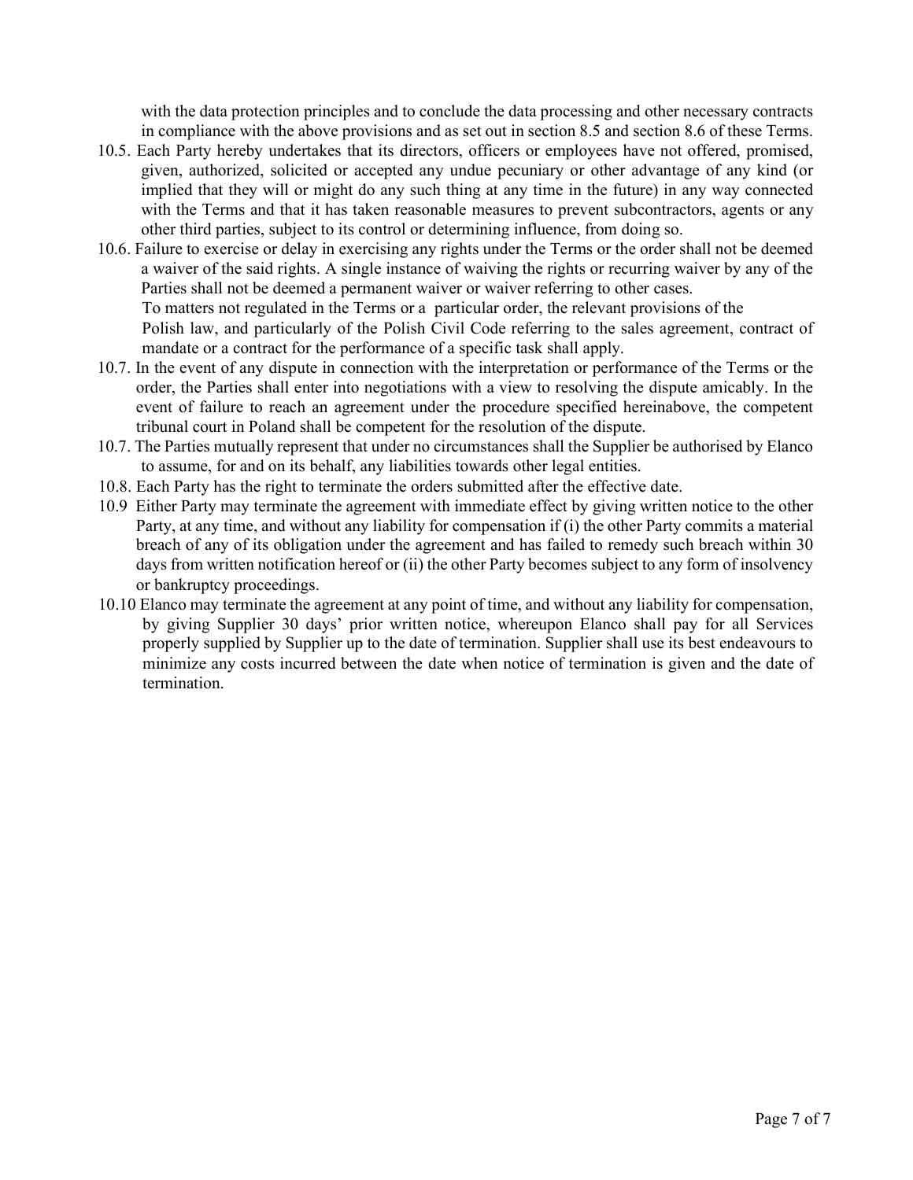with the data protection principles and to conclude the data processing and other necessary contracts in compliance with the above provisions and as set out in section 8.5 and section 8.6 of these Terms.

10.5. Each Party hereby undertakes that its directors, officers or employees have not offered, promised, given, authorized, solicited or accepted any undue pecuniary or other advantage of any kind (or implied that they will or might do any such thing at any time in the future) in any way connected with the Terms and that it has taken reasonable measures to prevent subcontractors, agents or any other third parties, subject to its control or determining influence, from doing so.

10.6. Failure to exercise or delay in exercising any rights under the Terms or the order shall not be deemed a waiver of the said rights. A single instance of waiving the rights or recurring waiver by any of the Parties shall not be deemed a permanent waiver or waiver referring to other cases.
To matters not regulated in the Terms or a particular order, the relevant provisions of the Polish law, and particularly of the Polish Civil Code referring to the sales agreement, contract of mandate or a contract for the performance of a specific task shall apply.

10.7. In the event of any dispute in connection with the interpretation or performance of the Terms or the order, the Parties shall enter into negotiations with a view to resolving the dispute amicably. In the event of failure to reach an agreement under the procedure specified hereinabove, the competent tribunal court in Poland shall be competent for the resolution of the dispute.

10.7. The Parties mutually represent that under no circumstances shall the Supplier be authorised by Elanco to assume, for and on its behalf, any liabilities towards other legal entities.

10.8. Each Party has the right to terminate the orders submitted after the effective date.

10.9 Either Party may terminate the agreement with immediate effect by giving written notice to the other Party, at any time, and without any liability for compensation if (i) the other Party commits a material breach of any of its obligation under the agreement and has failed to remedy such breach within 30 days from written notification hereof or (ii) the other Party becomes subject to any form of insolvency or bankruptcy proceedings.

10.10 Elanco may terminate the agreement at any point of time, and without any liability for compensation, by giving Supplier 30 days' prior written notice, whereupon Elanco shall pay for all Services properly supplied by Supplier up to the date of termination. Supplier shall use its best endeavours to minimize any costs incurred between the date when notice of termination is given and the date of termination.